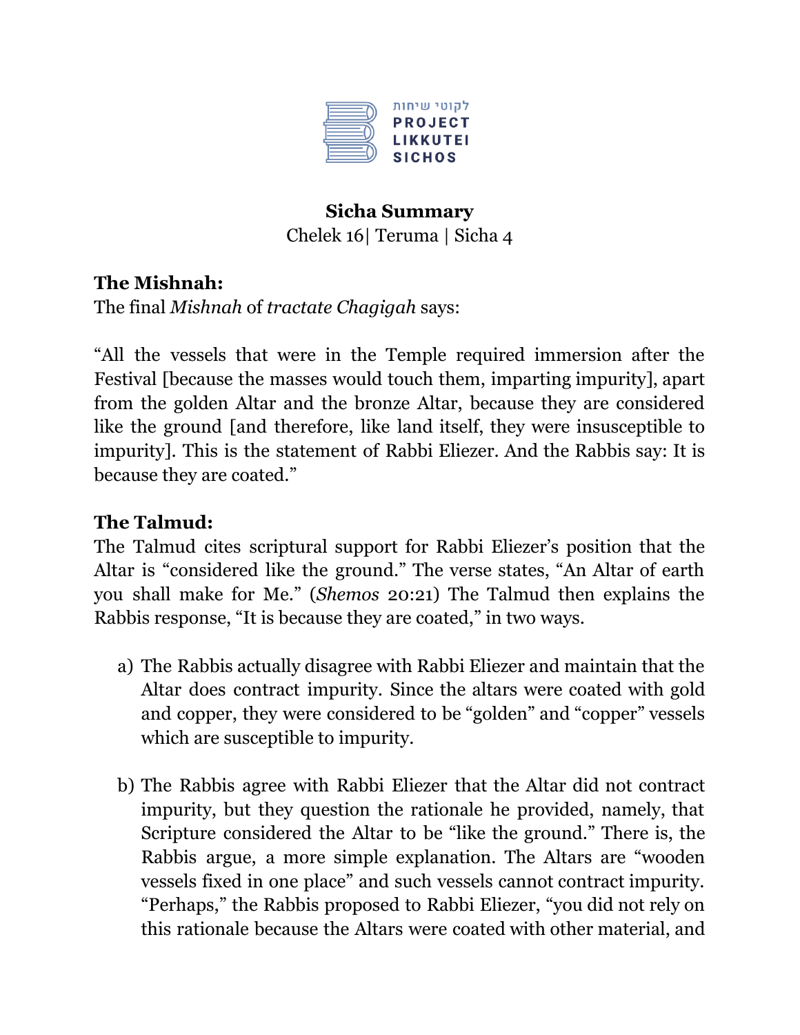לקוטי שיחות
**PROJECT LIKKUTEI SICHOS**

**Sicha Summary**
Chelek 16| Teruma | Sicha 4

**The Mishnah:**
The final *Mishnah* of *tractate Chagigah* says:

"All the vessels that were in the Temple required immersion after the Festival [because the masses would touch them, imparting impurity], apart from the golden Altar and the bronze Altar, because they are considered like the ground [and therefore, like land itself, they were insusceptible to impurity]. This is the statement of Rabbi Eliezer. And the Rabbis say: It is because they are coated."

**The Talmud:**
The Talmud cites scriptural support for Rabbi Eliezer's position that the Altar is "considered like the ground." The verse states, "An Altar of earth you shall make for Me." (*Shemos* 20:21) The Talmud then explains the Rabbis response, "It is because they are coated," in two ways.

a) The Rabbis actually disagree with Rabbi Eliezer and maintain that the Altar does contract impurity. Since the altars were coated with gold and copper, they were considered to be "golden" and "copper" vessels which are susceptible to impurity.

b) The Rabbis agree with Rabbi Eliezer that the Altar did not contract impurity, but they question the rationale he provided, namely, that Scripture considered the Altar to be "like the ground." There is, the Rabbis argue, a more simple explanation. The Altars are "wooden vessels fixed in one place" and such vessels cannot contract impurity. "Perhaps," the Rabbis proposed to Rabbi Eliezer, "you did not rely on this rationale because the Altars were coated with other material, and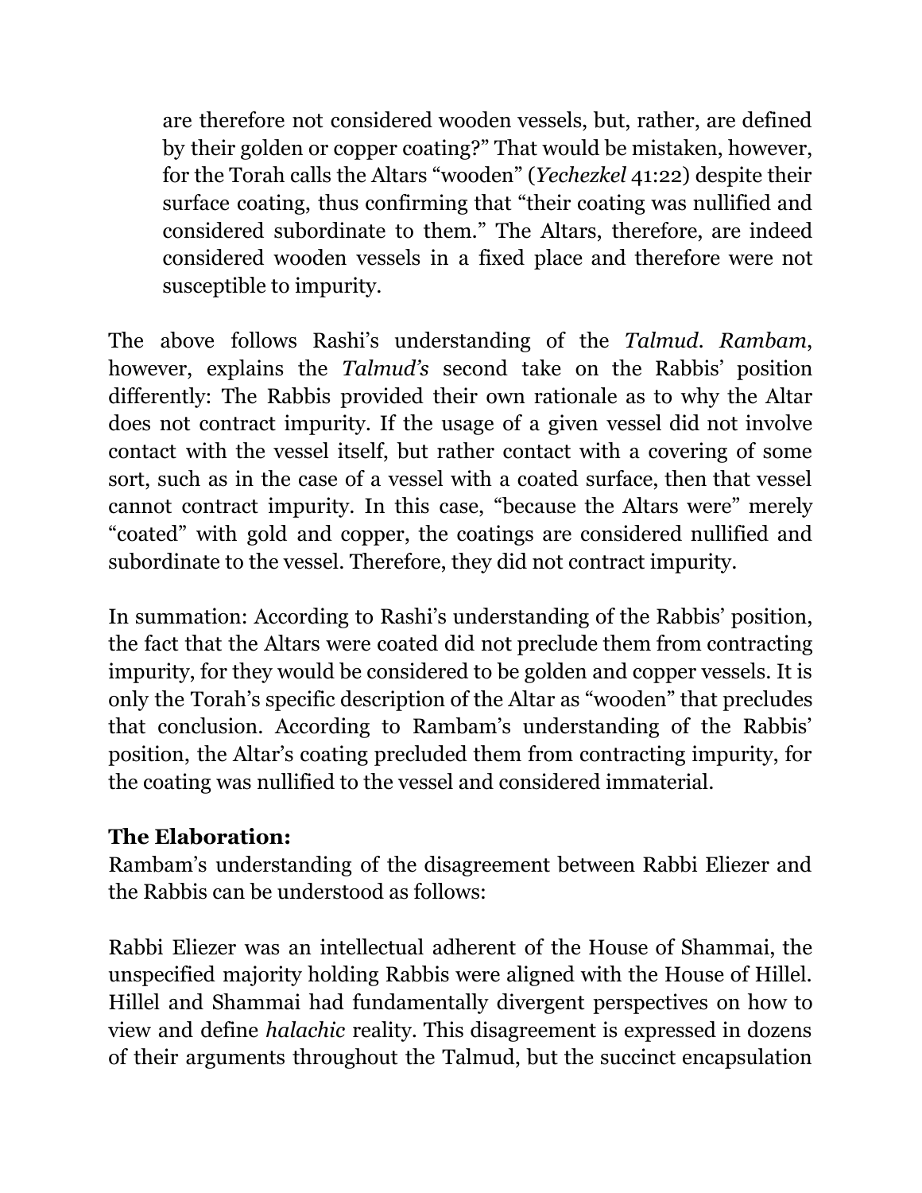are therefore not considered wooden vessels, but, rather, are defined by their golden or copper coating?" That would be mistaken, however, for the Torah calls the Altars "wooden" (*Yechezkel* 41:22) despite their surface coating, thus confirming that "their coating was nullified and considered subordinate to them." The Altars, therefore, are indeed considered wooden vessels in a fixed place and therefore were not susceptible to impurity.

The above follows Rashi's understanding of the *Talmud*. *Rambam*, however, explains the *Talmud's* second take on the Rabbis' position differently: The Rabbis provided their own rationale as to why the Altar does not contract impurity. If the usage of a given vessel did not involve contact with the vessel itself, but rather contact with a covering of some sort, such as in the case of a vessel with a coated surface, then that vessel cannot contract impurity. In this case, "because the Altars were" merely "coated" with gold and copper, the coatings are considered nullified and subordinate to the vessel. Therefore, they did not contract impurity.

In summation: According to Rashi's understanding of the Rabbis' position, the fact that the Altars were coated did not preclude them from contracting impurity, for they would be considered to be golden and copper vessels. It is only the Torah's specific description of the Altar as "wooden" that precludes that conclusion. According to Rambam's understanding of the Rabbis' position, the Altar's coating precluded them from contracting impurity, for the coating was nullified to the vessel and considered immaterial.

**The Elaboration:**
Rambam's understanding of the disagreement between Rabbi Eliezer and the Rabbis can be understood as follows:

Rabbi Eliezer was an intellectual adherent of the House of Shammai, the unspecified majority holding Rabbis were aligned with the House of Hillel. Hillel and Shammai had fundamentally divergent perspectives on how to view and define *halachic* reality. This disagreement is expressed in dozens of their arguments throughout the Talmud, but the succinct encapsulation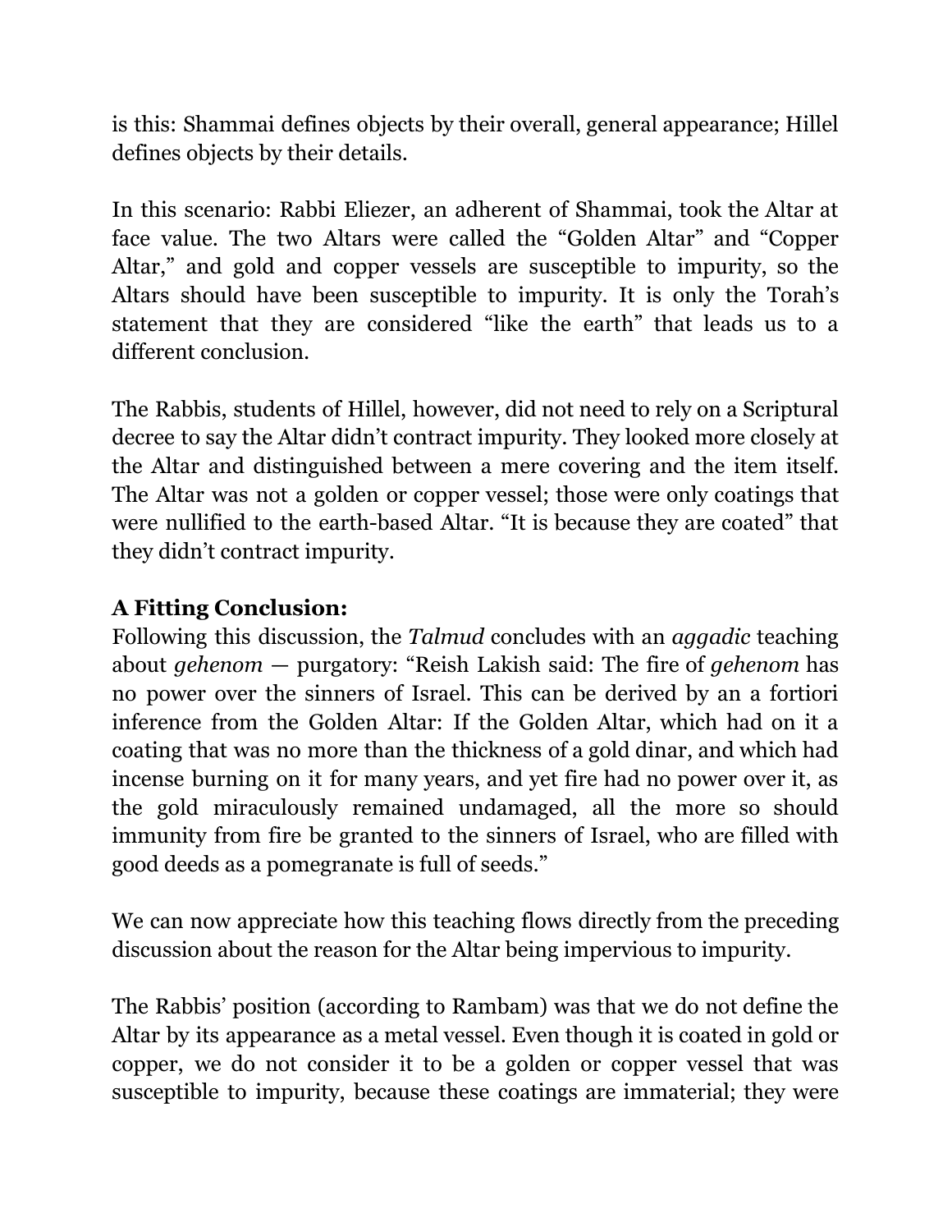is this: Shammai defines objects by their overall, general appearance; Hillel defines objects by their details.

In this scenario: Rabbi Eliezer, an adherent of Shammai, took the Altar at face value. The two Altars were called the "Golden Altar" and "Copper Altar," and gold and copper vessels are susceptible to impurity, so the Altars should have been susceptible to impurity. It is only the Torah's statement that they are considered "like the earth" that leads us to a different conclusion.

The Rabbis, students of Hillel, however, did not need to rely on a Scriptural decree to say the Altar didn't contract impurity. They looked more closely at the Altar and distinguished between a mere covering and the item itself. The Altar was not a golden or copper vessel; those were only coatings that were nullified to the earth-based Altar. "It is because they are coated" that they didn't contract impurity.

**A Fitting Conclusion:**
Following this discussion, the *Talmud* concludes with an *aggadic* teaching about *gehenom* — purgatory: "Reish Lakish said: The fire of *gehenom* has no power over the sinners of Israel. This can be derived by an a fortiori inference from the Golden Altar: If the Golden Altar, which had on it a coating that was no more than the thickness of a gold dinar, and which had incense burning on it for many years, and yet fire had no power over it, as the gold miraculously remained undamaged, all the more so should immunity from fire be granted to the sinners of Israel, who are filled with good deeds as a pomegranate is full of seeds."

We can now appreciate how this teaching flows directly from the preceding discussion about the reason for the Altar being impervious to impurity.

The Rabbis' position (according to Rambam) was that we do not define the Altar by its appearance as a metal vessel. Even though it is coated in gold or copper, we do not consider it to be a golden or copper vessel that was susceptible to impurity, because these coatings are immaterial; they were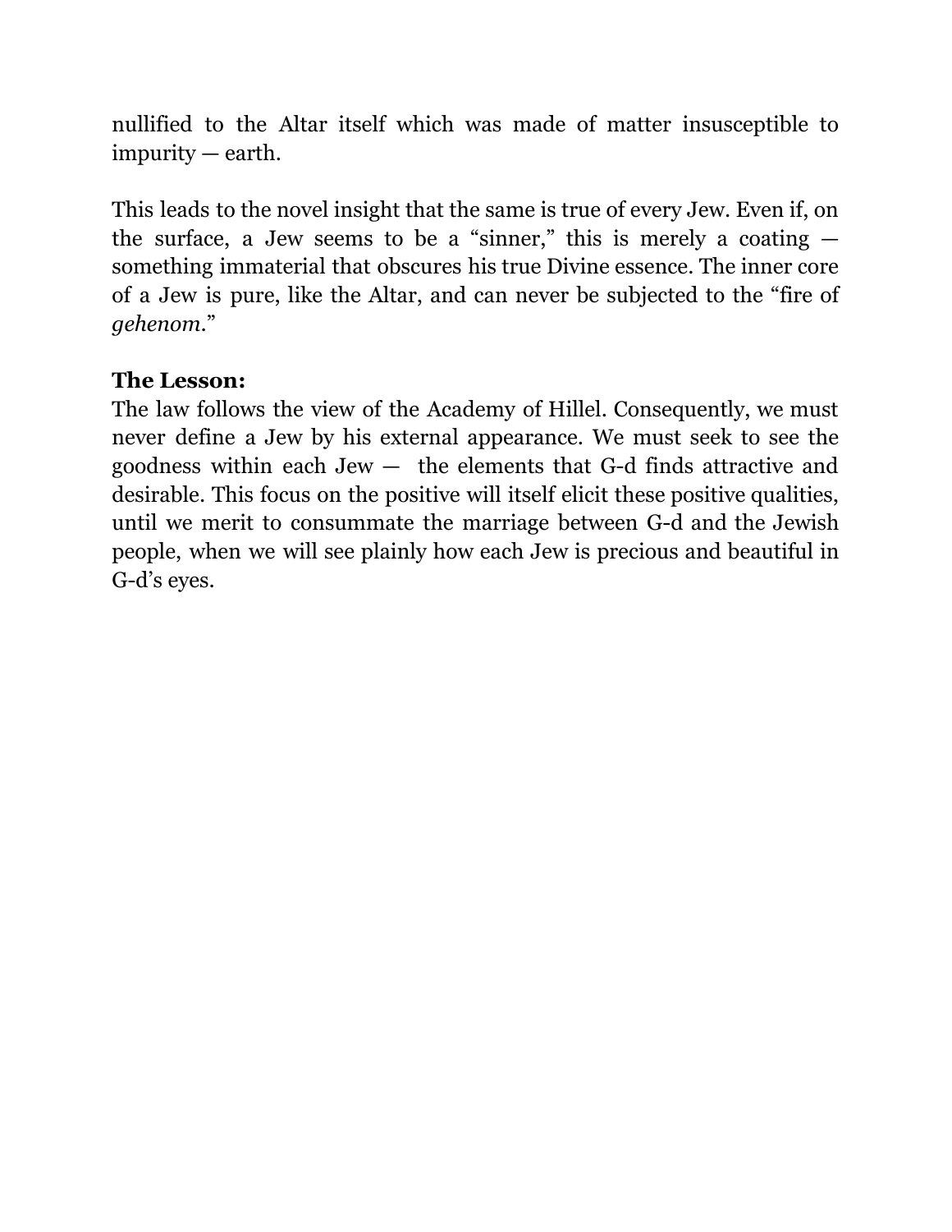nullified to the Altar itself which was made of matter insusceptible to impurity — earth.

This leads to the novel insight that the same is true of every Jew. Even if, on the surface, a Jew seems to be a "sinner," this is merely a coating — something immaterial that obscures his true Divine essence. The inner core of a Jew is pure, like the Altar, and can never be subjected to the "fire of *gehenom*."

**The Lesson:**
The law follows the view of the Academy of Hillel. Consequently, we must never define a Jew by his external appearance. We must seek to see the goodness within each Jew — the elements that G-d finds attractive and desirable. This focus on the positive will itself elicit these positive qualities, until we merit to consummate the marriage between G-d and the Jewish people, when we will see plainly how each Jew is precious and beautiful in G-d's eyes.